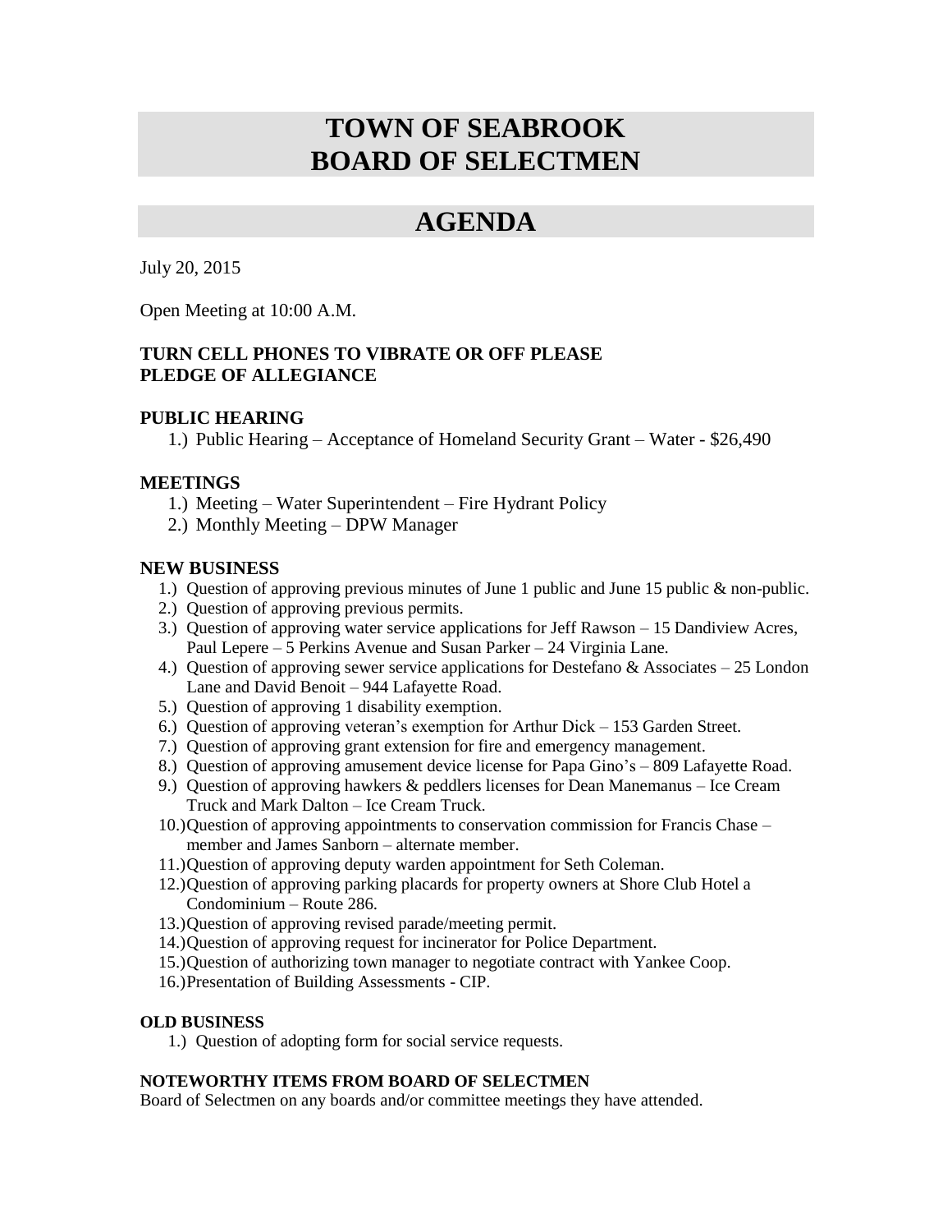# TOWN OF SEABROOK
# BOARD OF SELECTMEN

## AGENDA

July 20, 2015

Open Meeting at 10:00 A.M.

**TURN CELL PHONES TO VIBRATE OR OFF PLEASE**
**PLEDGE OF ALLEGIANCE**

### PUBLIC HEARING

1.) Public Hearing – Acceptance of Homeland Security Grant – Water - $26,490

### MEETINGS

1.) Meeting – Water Superintendent – Fire Hydrant Policy
2.) Monthly Meeting – DPW Manager

### NEW BUSINESS

1.) Question of approving previous minutes of June 1 public and June 15 public & non-public.
2.) Question of approving previous permits.
3.) Question of approving water service applications for Jeff Rawson – 15 Dandiview Acres, Paul Lepere – 5 Perkins Avenue and Susan Parker – 24 Virginia Lane.
4.) Question of approving sewer service applications for Destefano & Associates – 25 London Lane and David Benoit – 944 Lafayette Road.
5.) Question of approving 1 disability exemption.
6.) Question of approving veteran's exemption for Arthur Dick – 153 Garden Street.
7.) Question of approving grant extension for fire and emergency management.
8.) Question of approving amusement device license for Papa Gino's – 809 Lafayette Road.
9.) Question of approving hawkers & peddlers licenses for Dean Manemanus – Ice Cream Truck and Mark Dalton – Ice Cream Truck.
10.) Question of approving appointments to conservation commission for Francis Chase – member and James Sanborn – alternate member.
11.) Question of approving deputy warden appointment for Seth Coleman.
12.) Question of approving parking placards for property owners at Shore Club Hotel a Condominium – Route 286.
13.) Question of approving revised parade/meeting permit.
14.) Question of approving request for incinerator for Police Department.
15.) Question of authorizing town manager to negotiate contract with Yankee Coop.
16.) Presentation of Building Assessments - CIP.

### OLD BUSINESS

1.) Question of adopting form for social service requests.

### NOTEWORTHY ITEMS FROM BOARD OF SELECTMEN

Board of Selectmen on any boards and/or committee meetings they have attended.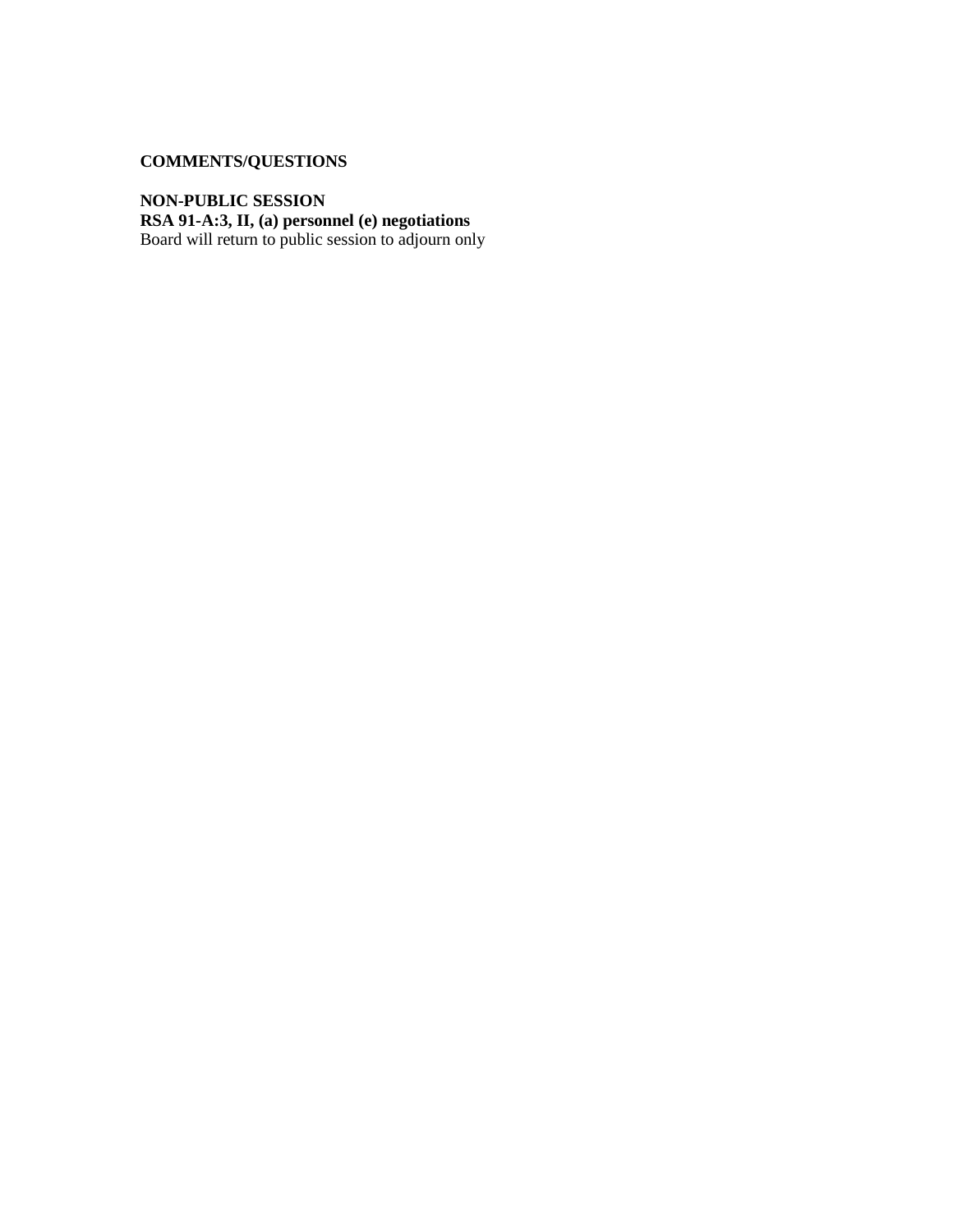**COMMENTS/QUESTIONS**

**NON-PUBLIC SESSION**
**RSA 91-A:3, II, (a) personnel (e) negotiations**
Board will return to public session to adjourn only